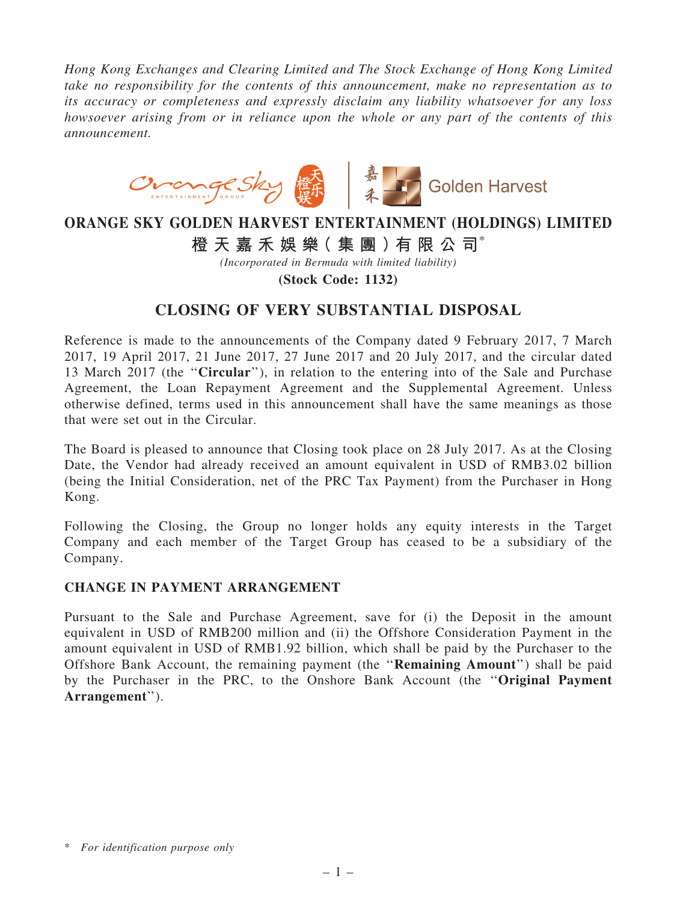*Hong Kong Exchanges and Clearing Limited and The Stock Exchange of Hong Kong Limited take no responsibility for the contents of this announcement, make no representation as to its accuracy or completeness and expressly disclaim any liability whatsoever for any loss howsoever arising from or in reliance upon the whole or any part of the contents of this announcement.*

# ORANGE SKY GOLDEN HARVEST ENTERTAINMENT (HOLDINGS) LIMITED

**橙天嘉禾娛樂(集團)有限公司***

*(Incorporated in Bermuda with limited liability)*

**(Stock Code: 1132)**

## CLOSING OF VERY SUBSTANTIAL DISPOSAL

Reference is made to the announcements of the Company dated 9 February 2017, 7 March 2017, 19 April 2017, 21 June 2017, 27 June 2017 and 20 July 2017, and the circular dated 13 March 2017 (the "**Circular**"), in relation to the entering into of the Sale and Purchase Agreement, the Loan Repayment Agreement and the Supplemental Agreement. Unless otherwise defined, terms used in this announcement shall have the same meanings as those that were set out in the Circular.

The Board is pleased to announce that Closing took place on 28 July 2017. As at the Closing Date, the Vendor had already received an amount equivalent in USD of RMB3.02 billion (being the Initial Consideration, net of the PRC Tax Payment) from the Purchaser in Hong Kong.

Following the Closing, the Group no longer holds any equity interests in the Target Company and each member of the Target Group has ceased to be a subsidiary of the Company.

### CHANGE IN PAYMENT ARRANGEMENT

Pursuant to the Sale and Purchase Agreement, save for (i) the Deposit in the amount equivalent in USD of RMB200 million and (ii) the Offshore Consideration Payment in the amount equivalent in USD of RMB1.92 billion, which shall be paid by the Purchaser to the Offshore Bank Account, the remaining payment (the "**Remaining Amount**") shall be paid by the Purchaser in the PRC, to the Onshore Bank Account (the "**Original Payment Arrangement**").

\* *For identification purpose only*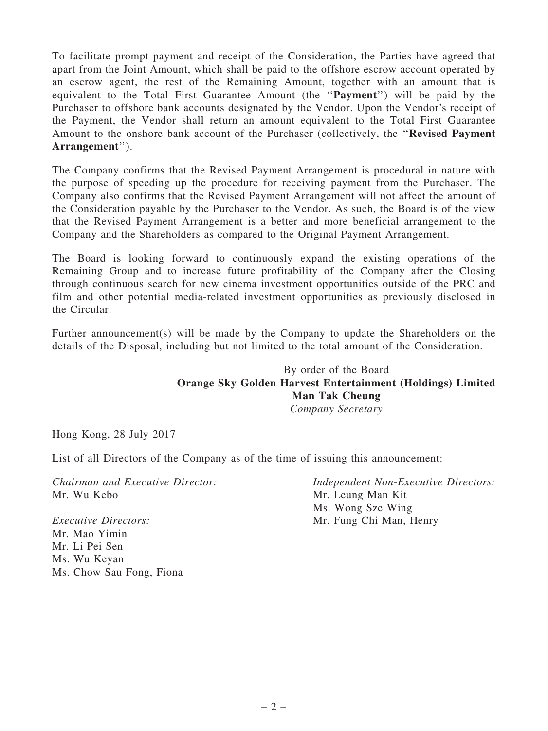To facilitate prompt payment and receipt of the Consideration, the Parties have agreed that apart from the Joint Amount, which shall be paid to the offshore escrow account operated by an escrow agent, the rest of the Remaining Amount, together with an amount that is equivalent to the Total First Guarantee Amount (the "**Payment**") will be paid by the Purchaser to offshore bank accounts designated by the Vendor. Upon the Vendor's receipt of the Payment, the Vendor shall return an amount equivalent to the Total First Guarantee Amount to the onshore bank account of the Purchaser (collectively, the "**Revised Payment Arrangement**").

The Company confirms that the Revised Payment Arrangement is procedural in nature with the purpose of speeding up the procedure for receiving payment from the Purchaser. The Company also confirms that the Revised Payment Arrangement will not affect the amount of the Consideration payable by the Purchaser to the Vendor. As such, the Board is of the view that the Revised Payment Arrangement is a better and more beneficial arrangement to the Company and the Shareholders as compared to the Original Payment Arrangement.

The Board is looking forward to continuously expand the existing operations of the Remaining Group and to increase future profitability of the Company after the Closing through continuous search for new cinema investment opportunities outside of the PRC and film and other potential media-related investment opportunities as previously disclosed in the Circular.

Further announcement(s) will be made by the Company to update the Shareholders on the details of the Disposal, including but not limited to the total amount of the Consideration.

By order of the Board
**Orange Sky Golden Harvest Entertainment (Holdings) Limited**
**Man Tak Cheung**
*Company Secretary*

Hong Kong, 28 July 2017

List of all Directors of the Company as of the time of issuing this announcement:

*Chairman and Executive Director:*
Mr. Wu Kebo

*Executive Directors:*
Mr. Mao Yimin
Mr. Li Pei Sen
Ms. Wu Keyan
Ms. Chow Sau Fong, Fiona

*Independent Non-Executive Directors:*
Mr. Leung Man Kit
Ms. Wong Sze Wing
Mr. Fung Chi Man, Henry